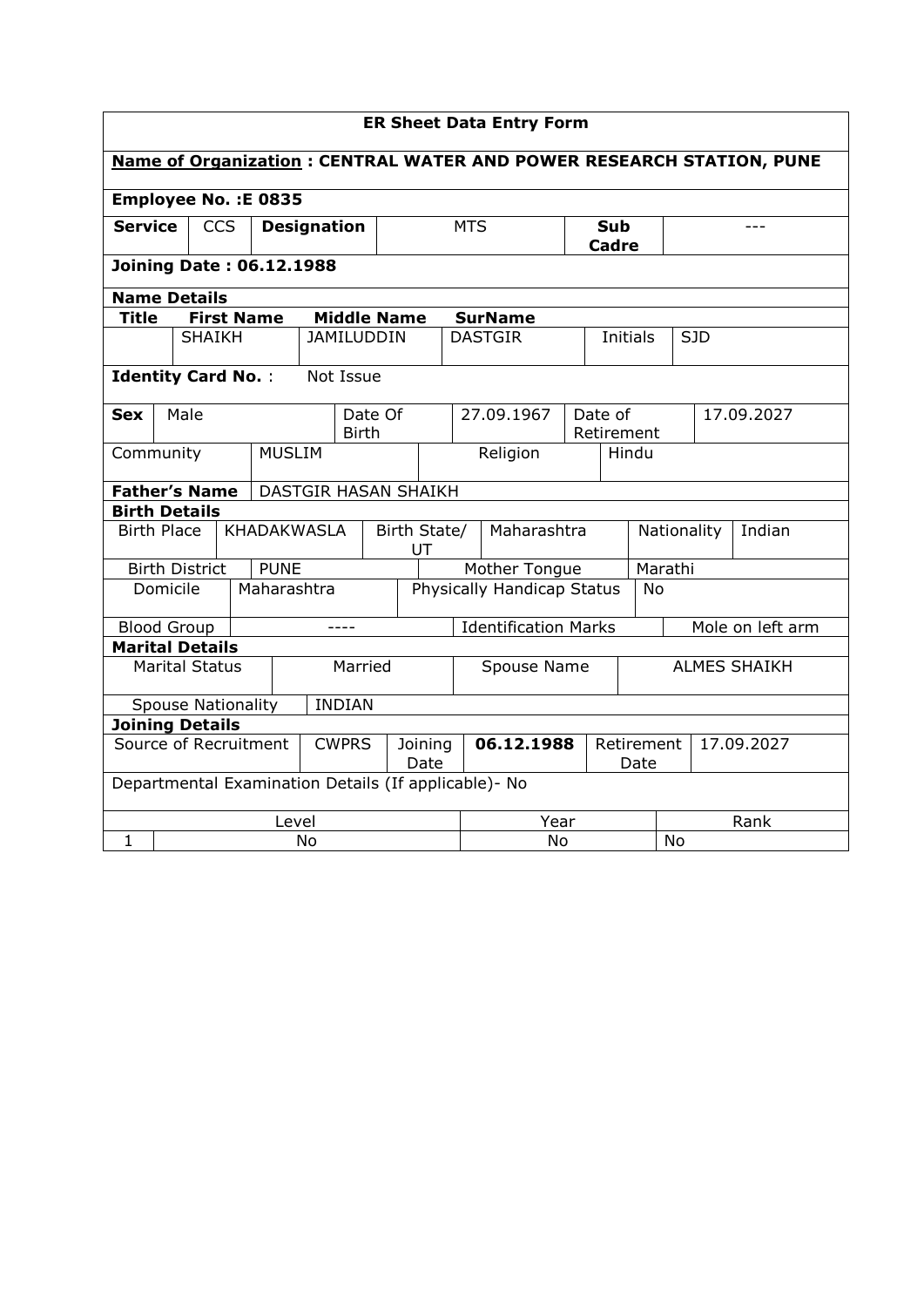## ER Sheet Data Entry Form

**Name of Organization : CENTRAL WATER AND POWER RESEARCH STATION, PUNE**

**Employee No. :E 0835**

| **Service** | CCS | **Designation** | MTS | **Sub Cadre** | --- |
|---|---|---|---|---|---|

**Joining Date : 06.12.1988**

**Name Details**

| **Title** | **First Name** | **Middle Name** | **SurName** | | |
|---|---|---|---|---|---|
| | SHAIKH | JAMILUDDIN | DASTGIR | Initials | SJD |

**Identity Card No.** : Not Issue

| **Sex** | Male | Date Of Birth | 27.09.1967 | Date of Retirement | 17.09.2027 |
|---|---|---|---|---|---|

| Community | MUSLIM | Religion | Hindu |
|---|---|---|---|

| **Father's Name** | DASTGIR HASAN SHAIKH |
|---|---|

**Birth Details**

| Birth Place | KHADAKWASLA | Birth State/ UT | Maharashtra | Nationality | Indian |
|---|---|---|---|---|---|
| Birth District | PUNE | Mother Tongue | Marathi | | |
| Domicile | Maharashtra | Physically Handicap Status | No | | |
| Blood Group | ---- | Identification Marks | Mole on left arm | | |

**Marital Details**

| Marital Status | Married | Spouse Name | ALMES SHAIKH |
|---|---|---|---|
| Spouse Nationality | INDIAN | | |

**Joining Details**

| Source of Recruitment | CWPRS | Joining Date | **06.12.1988** | Retirement Date | 17.09.2027 |
|---|---|---|---|---|---|

Departmental Examination Details (If applicable)- No

| | Level | Year | Rank |
|---|---|---|---|
| 1 | No | No | No |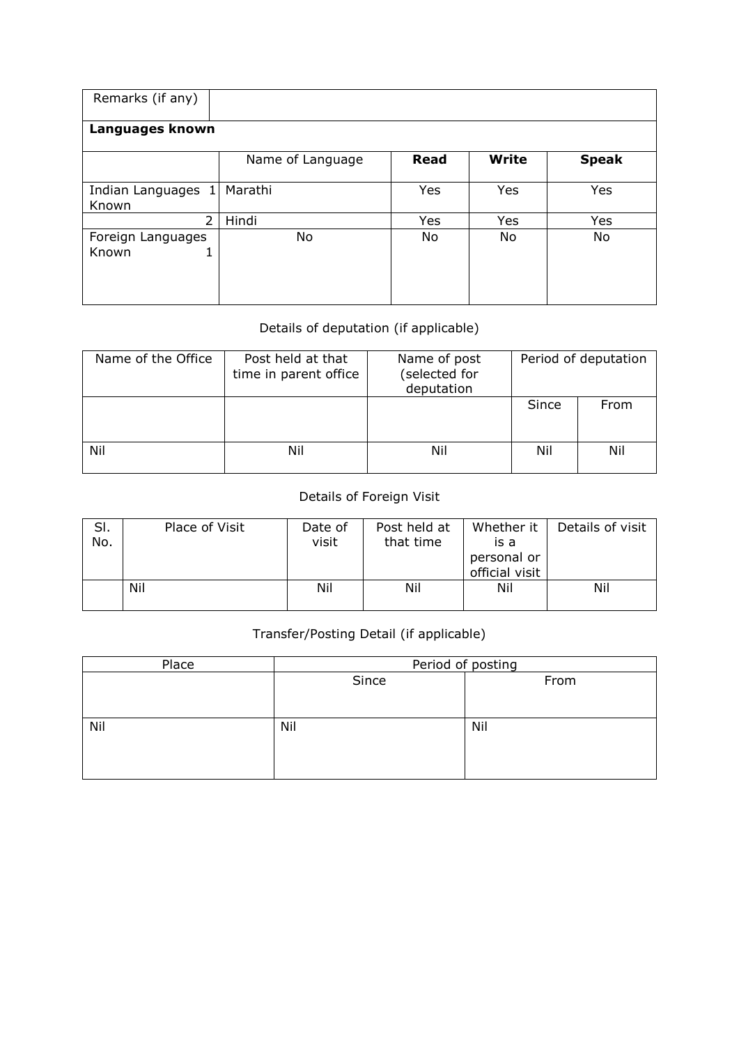| Remarks (if any) | | | | |
|---|---|---|---|---|
| **Languages known** | | | | |
| | Name of Language | **Read** | **Write** | **Speak** |
| Indian Languages Known 1 | Marathi | Yes | Yes | Yes |
| 2 | Hindi | Yes | Yes | Yes |
| Foreign Languages Known 1 | No | No | No | No |

Details of deputation (if applicable)

| Name of the Office | Post held at that time in parent office | Name of post (selected for deputation | Period of deputation | |
|---|---|---|---|---|
| | | | Since | From |
| Nil | Nil | Nil | Nil | Nil |

Details of Foreign Visit

| Sl. No. | Place of Visit | Date of visit | Post held at that time | Whether it is a personal or official visit | Details of visit |
|---|---|---|---|---|---|
| | Nil | Nil | Nil | Nil | Nil |

Transfer/Posting Detail (if applicable)

| Place | Period of posting | |
|---|---|---|
| | Since | From |
| Nil | Nil | Nil |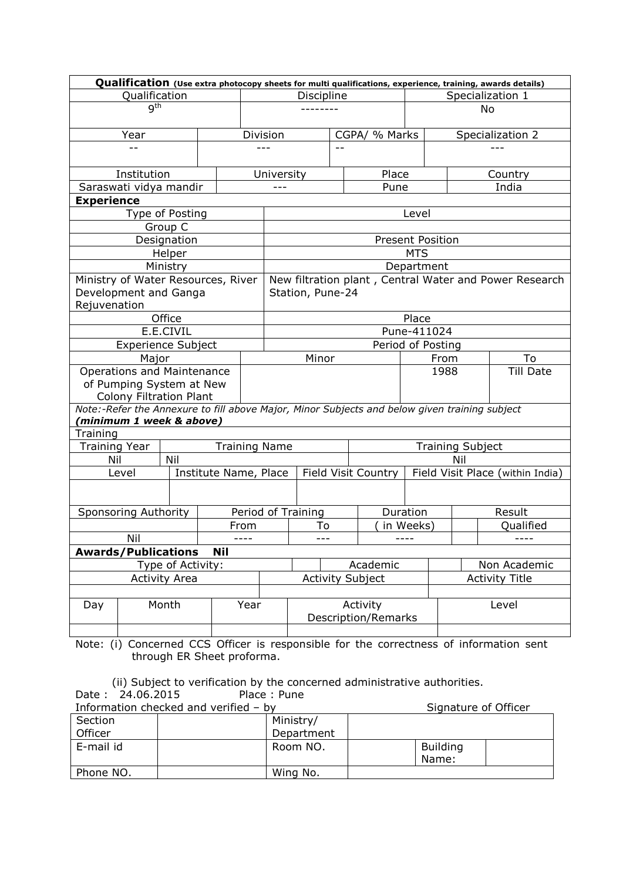**Qualification** (Use extra photocopy sheets for multi qualifications, experience, training, awards details)

| Qualification | Discipline | Specialization 1 |
|---|---|---|
| $9^{th}$ | -------- | No |

| Year | Division | CGPA/ % Marks | Specialization 2 |
|---|---|---|---|
| -- | --- | -- | --- |

| Institution | University | Place | Country |
|---|---|---|---|
| Saraswati vidya mandir | --- | Pune | India |

**Experience**

| Type of Posting | Level |
|---|---|
| Group C | |
| Designation | Present Position |
| Helper | MTS |
| Ministry | Department |
| Ministry of Water Resources, River Development and Ganga Rejuvenation | New filtration plant , Central Water and Power Research Station, Pune-24 |
| Office | Place |
| E.E.CIVIL | Pune-411024 |

| Experience Subject | | Period of Posting | |
|---|---|---|---|
| Major | Minor | From | To |
| Operations and Maintenance of Pumping System at New Colony Filtration Plant | | 1988 | Till Date |

*Note:-Refer the Annexure to fill above Major, Minor Subjects and below given training subject* ***(minimum 1 week & above)***

Training

| Training Year | Training Name | Training Subject |
|---|---|---|
| Nil | Nil | Nil |

| Level | Institute Name, Place | Field Visit Country | Field Visit Place (within India) |
|---|---|---|---|
| | | | |

| Sponsoring Authority | Period of Training | | Duration | Result |
|---|---|---|---|---|
| | From | To | ( in Weeks) | Qualified |
| Nil | ---- | --- | ---- | ---- |

**Awards/Publications Nil**

| Type of Activity: | | Academic | | Non Academic |
|---|---|---|---|---|
| Activity Area | | Activity Subject | | Activity Title |
| | | | | |

| Day | Month | Year | Activity Description/Remarks | Level |
|---|---|---|---|---|
| | | | | |

Note: (i) Concerned CCS Officer is responsible for the correctness of information sent through ER Sheet proforma.

(ii) Subject to verification by the concerned administrative authorities.

Date : 24.06.2015 Place : Pune

Information checked and verified – by Signature of Officer

| | | | | | |
|---|---|---|---|---|---|
| Section Officer | | Ministry/ Department | | | |
| E-mail id | | Room NO. | | Building Name: | |
| Phone NO. | | Wing No. | | | |